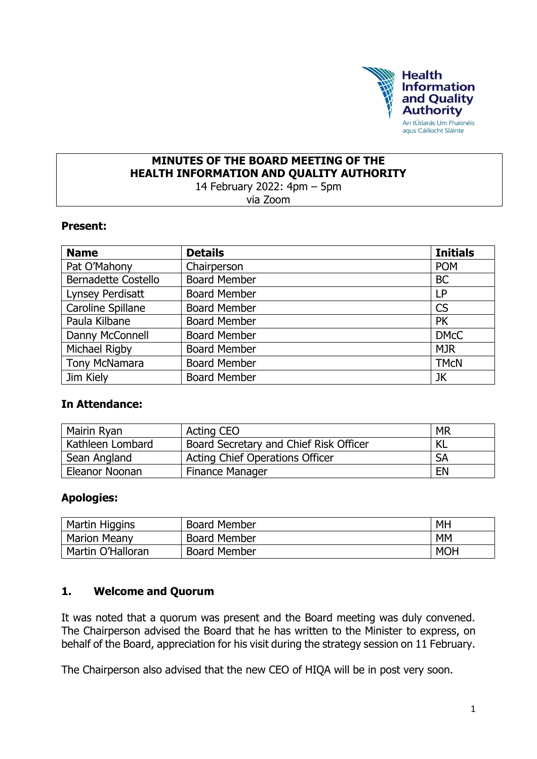Health Information and Quality Authority
An tÚdarás Um Fhaisnéis agus Cáilíocht Sláinte

# MINUTES OF THE BOARD MEETING OF THE HEALTH INFORMATION AND QUALITY AUTHORITY

14 February 2022: 4pm – 5pm
via Zoom

**Present:**

| Name | Details | Initials |
|---|---|---|
| Pat O'Mahony | Chairperson | POM |
| Bernadette Costello | Board Member | BC |
| Lynsey Perdisatt | Board Member | LP |
| Caroline Spillane | Board Member | CS |
| Paula Kilbane | Board Member | PK |
| Danny McConnell | Board Member | DMcC |
| Michael Rigby | Board Member | MJR |
| Tony McNamara | Board Member | TMcN |
| Jim Kiely | Board Member | JK |

**In Attendance:**

| Name | Details | Initials |
|---|---|---|
| Mairin Ryan | Acting CEO | MR |
| Kathleen Lombard | Board Secretary and Chief Risk Officer | KL |
| Sean Angland | Acting Chief Operations Officer | SA |
| Eleanor Noonan | Finance Manager | EN |

**Apologies:**

| Name | Details | Initials |
|---|---|---|
| Martin Higgins | Board Member | MH |
| Marion Meany | Board Member | MM |
| Martin O'Halloran | Board Member | MOH |

## 1. Welcome and Quorum

It was noted that a quorum was present and the Board meeting was duly convened. The Chairperson advised the Board that he has written to the Minister to express, on behalf of the Board, appreciation for his visit during the strategy session on 11 February.

The Chairperson also advised that the new CEO of HIQA will be in post very soon.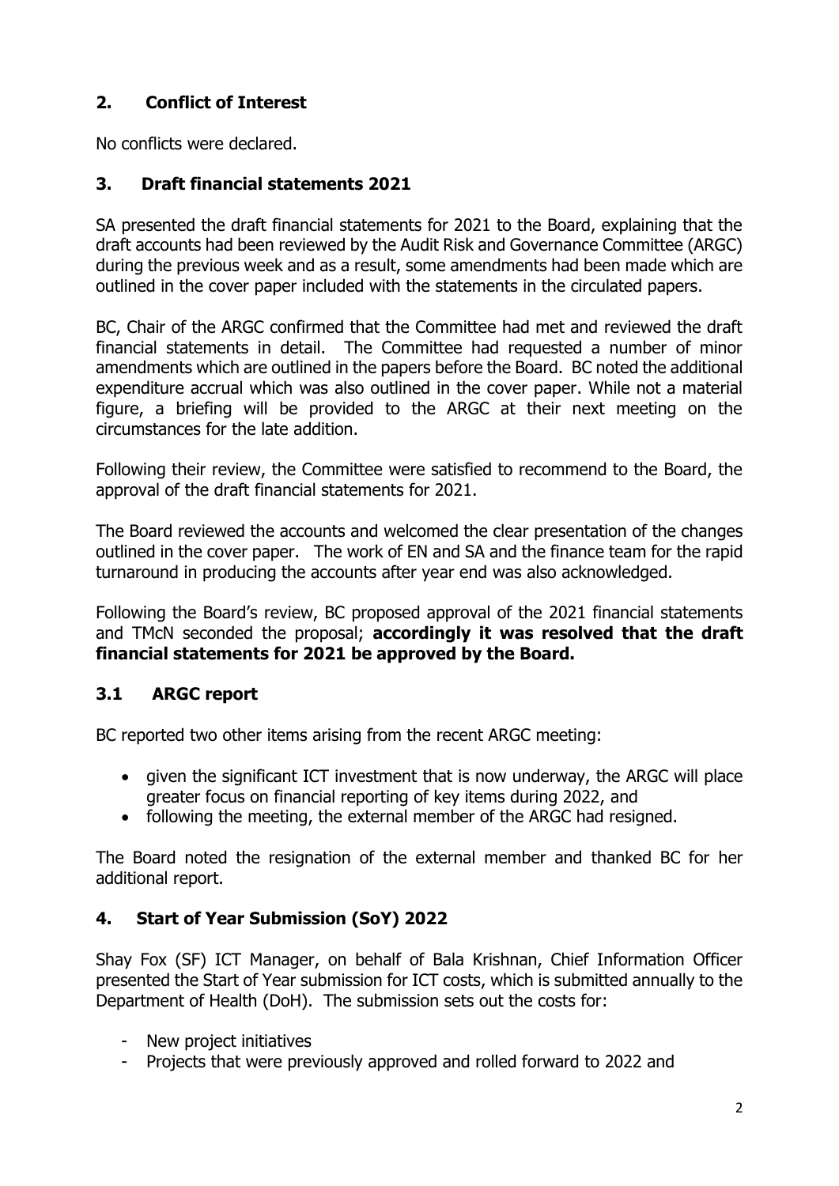## 2. Conflict of Interest

No conflicts were declared.

## 3. Draft financial statements 2021

SA presented the draft financial statements for 2021 to the Board, explaining that the draft accounts had been reviewed by the Audit Risk and Governance Committee (ARGC) during the previous week and as a result, some amendments had been made which are outlined in the cover paper included with the statements in the circulated papers.

BC, Chair of the ARGC confirmed that the Committee had met and reviewed the draft financial statements in detail. The Committee had requested a number of minor amendments which are outlined in the papers before the Board. BC noted the additional expenditure accrual which was also outlined in the cover paper. While not a material figure, a briefing will be provided to the ARGC at their next meeting on the circumstances for the late addition.

Following their review, the Committee were satisfied to recommend to the Board, the approval of the draft financial statements for 2021.

The Board reviewed the accounts and welcomed the clear presentation of the changes outlined in the cover paper. The work of EN and SA and the finance team for the rapid turnaround in producing the accounts after year end was also acknowledged.

Following the Board's review, BC proposed approval of the 2021 financial statements and TMcN seconded the proposal; **accordingly it was resolved that the draft financial statements for 2021 be approved by the Board.**

## 3.1 ARGC report

BC reported two other items arising from the recent ARGC meeting:

- given the significant ICT investment that is now underway, the ARGC will place greater focus on financial reporting of key items during 2022, and
- following the meeting, the external member of the ARGC had resigned.

The Board noted the resignation of the external member and thanked BC for her additional report.

## 4. Start of Year Submission (SoY) 2022

Shay Fox (SF) ICT Manager, on behalf of Bala Krishnan, Chief Information Officer presented the Start of Year submission for ICT costs, which is submitted annually to the Department of Health (DoH). The submission sets out the costs for:

- New project initiatives
- Projects that were previously approved and rolled forward to 2022 and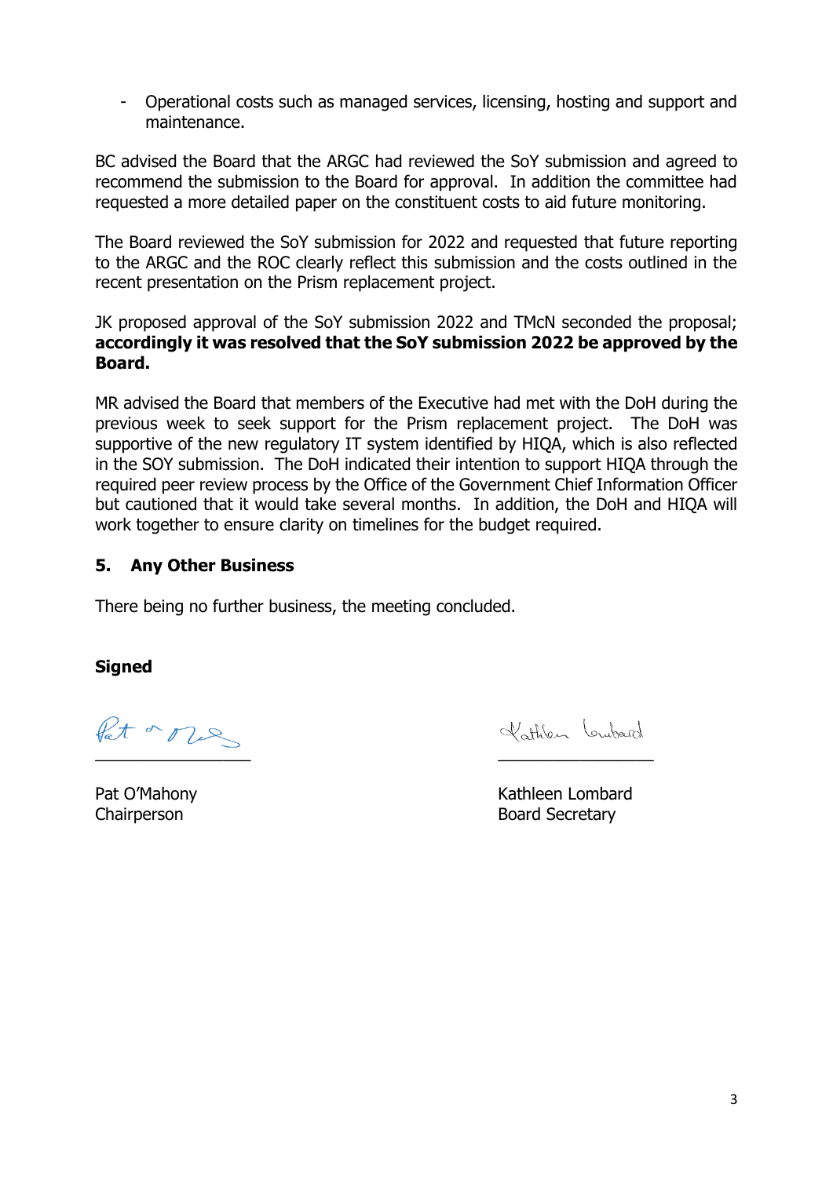- Operational costs such as managed services, licensing, hosting and support and maintenance.

BC advised the Board that the ARGC had reviewed the SoY submission and agreed to recommend the submission to the Board for approval. In addition the committee had requested a more detailed paper on the constituent costs to aid future monitoring.

The Board reviewed the SoY submission for 2022 and requested that future reporting to the ARGC and the ROC clearly reflect this submission and the costs outlined in the recent presentation on the Prism replacement project.

JK proposed approval of the SoY submission 2022 and TMcN seconded the proposal; **accordingly it was resolved that the SoY submission 2022 be approved by the Board.**

MR advised the Board that members of the Executive had met with the DoH during the previous week to seek support for the Prism replacement project. The DoH was supportive of the new regulatory IT system identified by HIQA, which is also reflected in the SOY submission. The DoH indicated their intention to support HIQA through the required peer review process by the Office of the Government Chief Information Officer but cautioned that it would take several months. In addition, the DoH and HIQA will work together to ensure clarity on timelines for the budget required.

## 5. Any Other Business

There being no further business, the meeting concluded.

**Signed**

Pat O'Mahony
Chairperson

Kathleen Lombard
Board Secretary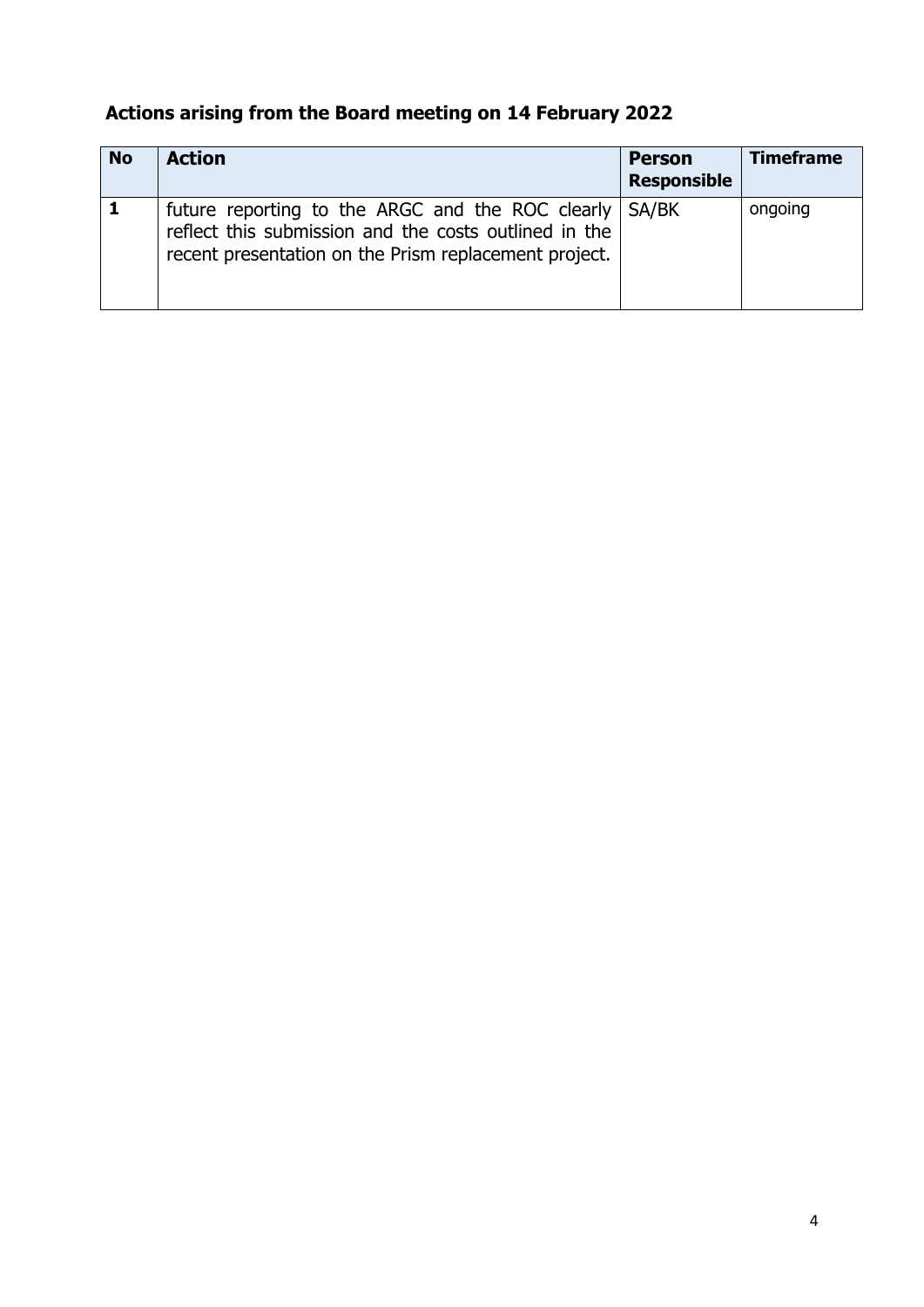## Actions arising from the Board meeting on 14 February 2022

| **No** | **Action** | **Person Responsible** | **Timeframe** |
|---|---|---|---|
| **1** | future reporting to the ARGC and the ROC clearly reflect this submission and the costs outlined in the recent presentation on the Prism replacement project. | SA/BK | ongoing |